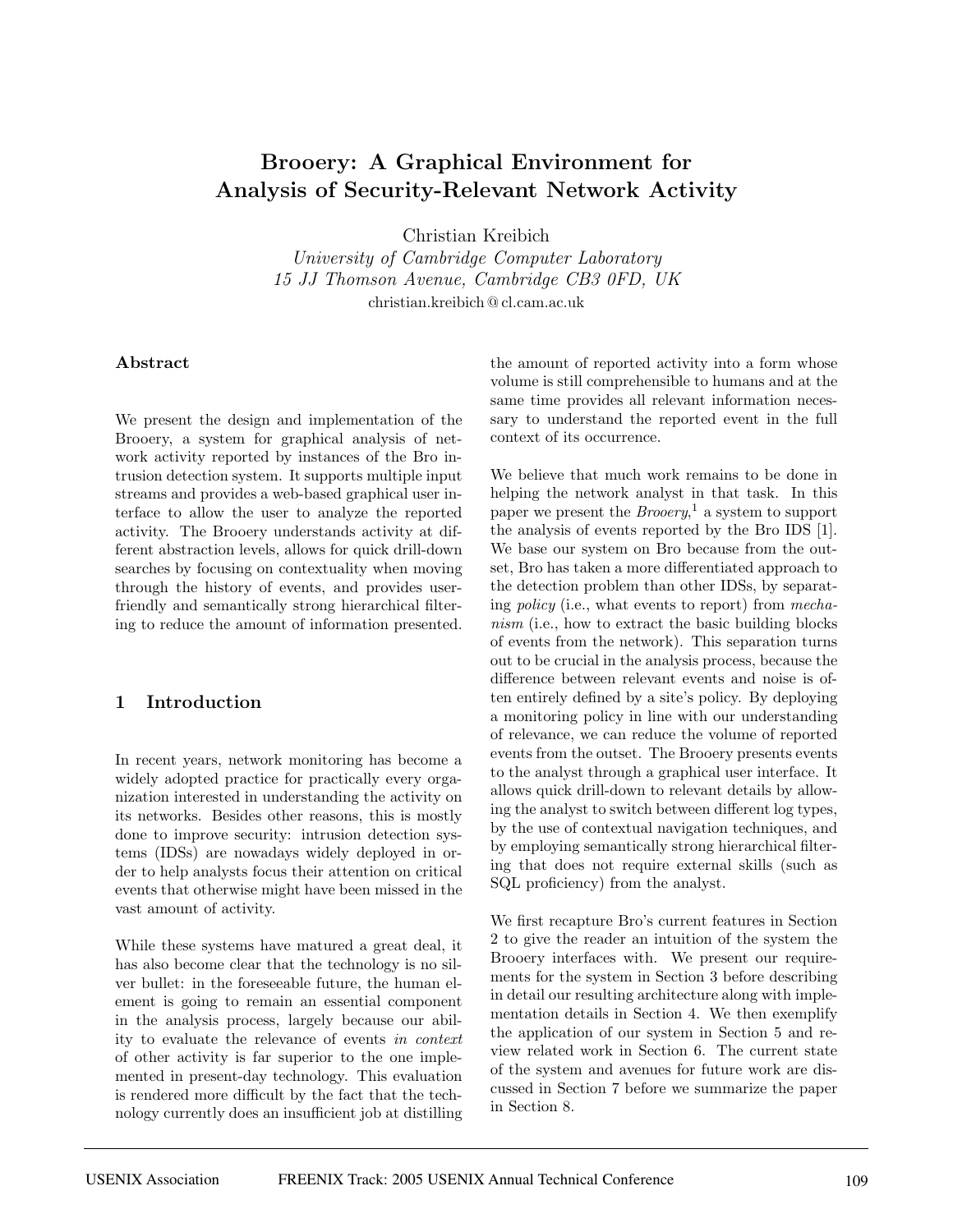# Brooery: A Graphical Environment for Analysis of Security-Relevant Network Activity

Christian Kreibich

*University of Cambridge Computer Laboratory*
*15 JJ Thomson Avenue, Cambridge CB3 0FD, UK*
christian.kreibich@cl.cam.ac.uk

## Abstract

We present the design and implementation of the Brooery, a system for graphical analysis of network activity reported by instances of the Bro intrusion detection system. It supports multiple input streams and provides a web-based graphical user interface to allow the user to analyze the reported activity. The Brooery understands activity at different abstraction levels, allows for quick drill-down searches by focusing on contextuality when moving through the history of events, and provides user-friendly and semantically strong hierarchical filtering to reduce the amount of information presented.

## 1 Introduction

In recent years, network monitoring has become a widely adopted practice for practically every organization interested in understanding the activity on its networks. Besides other reasons, this is mostly done to improve security: intrusion detection systems (IDSs) are nowadays widely deployed in order to help analysts focus their attention on critical events that otherwise might have been missed in the vast amount of activity.

While these systems have matured a great deal, it has also become clear that the technology is no silver bullet: in the foreseeable future, the human element is going to remain an essential component in the analysis process, largely because our ability to evaluate the relevance of events *in context* of other activity is far superior to the one implemented in present-day technology. This evaluation is rendered more difficult by the fact that the technology currently does an insufficient job at distilling the amount of reported activity into a form whose volume is still comprehensible to humans and at the same time provides all relevant information necessary to understand the reported event in the full context of its occurrence.

We believe that much work remains to be done in helping the network analyst in that task. In this paper we present the *Brooery*,[1] a system to support the analysis of events reported by the Bro IDS [1]. We base our system on Bro because from the outset, Bro has taken a more differentiated approach to the detection problem than other IDSs, by separating *policy* (i.e., what events to report) from *mechanism* (i.e., how to extract the basic building blocks of events from the network). This separation turns out to be crucial in the analysis process, because the difference between relevant events and noise is often entirely defined by a site's policy. By deploying a monitoring policy in line with our understanding of relevance, we can reduce the volume of reported events from the outset. The Brooery presents events to the analyst through a graphical user interface. It allows quick drill-down to relevant details by allowing the analyst to switch between different log types, by the use of contextual navigation techniques, and by employing semantically strong hierarchical filtering that does not require external skills (such as SQL proficiency) from the analyst.

We first recapture Bro's current features in Section 2 to give the reader an intuition of the system the Brooery interfaces with. We present our requirements for the system in Section 3 before describing in detail our resulting architecture along with implementation details in Section 4. We then exemplify the application of our system in Section 5 and review related work in Section 6. The current state of the system and avenues for future work are discussed in Section 7 before we summarize the paper in Section 8.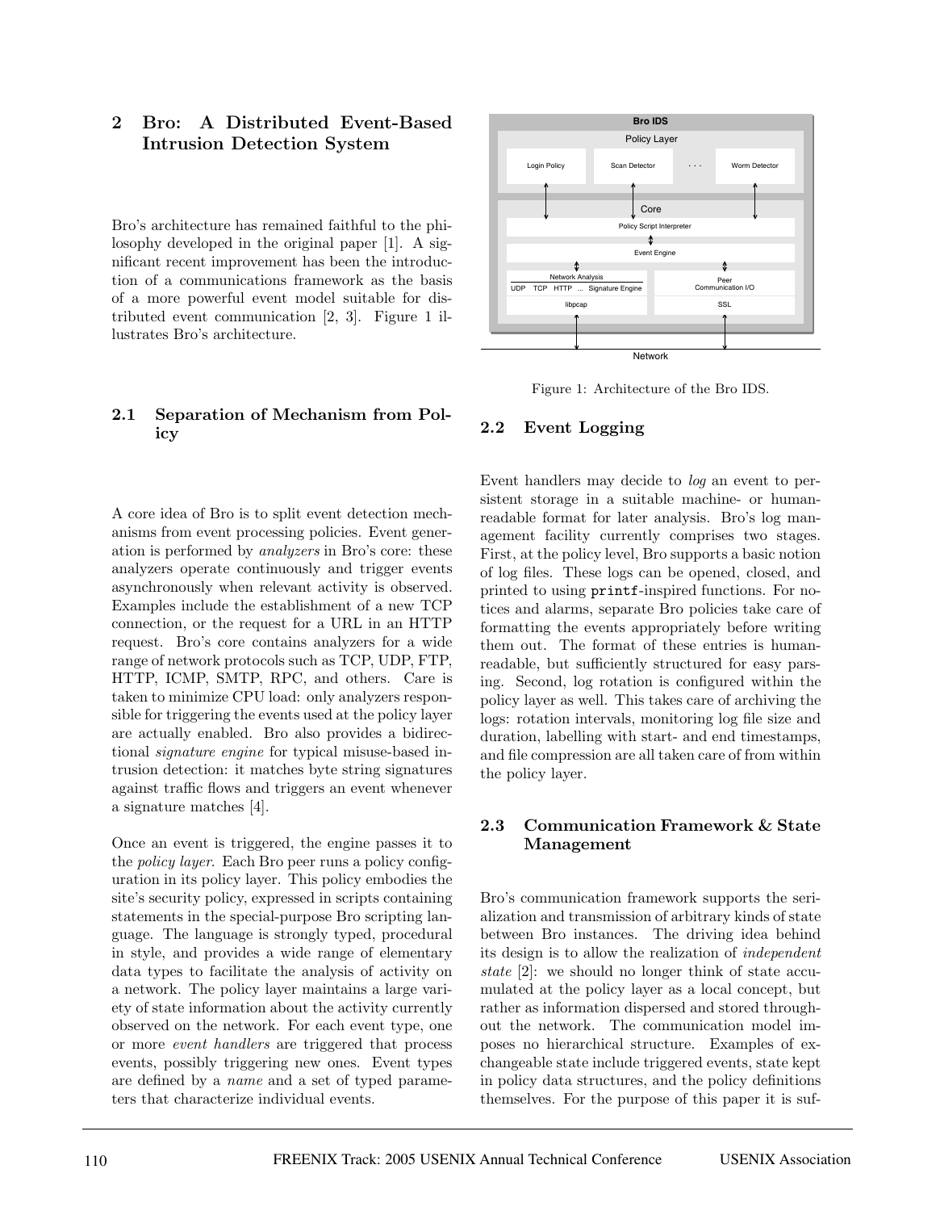## 2 Bro: A Distributed Event-Based Intrusion Detection System

Bro's architecture has remained faithful to the philosophy developed in the original paper [1]. A significant recent improvement has been the introduction of a communications framework as the basis of a more powerful event model suitable for distributed event communication [2, 3]. Figure 1 illustrates Bro's architecture.

Figure 1: Architecture of the Bro IDS.

### 2.1 Separation of Mechanism from Policy

A core idea of Bro is to split event detection mechanisms from event processing policies. Event generation is performed by *analyzers* in Bro's core: these analyzers operate continuously and trigger events asynchronously when relevant activity is observed. Examples include the establishment of a new TCP connection, or the request for a URL in an HTTP request. Bro's core contains analyzers for a wide range of network protocols such as TCP, UDP, FTP, HTTP, ICMP, SMTP, RPC, and others. Care is taken to minimize CPU load: only analyzers responsible for triggering the events used at the policy layer are actually enabled. Bro also provides a bidirectional *signature engine* for typical misuse-based intrusion detection: it matches byte string signatures against traffic flows and triggers an event whenever a signature matches [4].

Once an event is triggered, the engine passes it to the *policy layer*. Each Bro peer runs a policy configuration in its policy layer. This policy embodies the site's security policy, expressed in scripts containing statements in the special-purpose Bro scripting language. The language is strongly typed, procedural in style, and provides a wide range of elementary data types to facilitate the analysis of activity on a network. The policy layer maintains a large variety of state information about the activity currently observed on the network. For each event type, one or more *event handlers* are triggered that process events, possibly triggering new ones. Event types are defined by a *name* and a set of typed parameters that characterize individual events.

### 2.2 Event Logging

Event handlers may decide to *log* an event to persistent storage in a suitable machine- or human-readable format for later analysis. Bro's log management facility currently comprises two stages. First, at the policy level, Bro supports a basic notion of log files. These logs can be opened, closed, and printed to using `printf`-inspired functions. For notices and alarms, separate Bro policies take care of formatting the events appropriately before writing them out. The format of these entries is human-readable, but sufficiently structured for easy parsing. Second, log rotation is configured within the policy layer as well. This takes care of archiving the logs: rotation intervals, monitoring log file size and duration, labelling with start- and end timestamps, and file compression are all taken care of from within the policy layer.

### 2.3 Communication Framework & State Management

Bro's communication framework supports the serialization and transmission of arbitrary kinds of state between Bro instances. The driving idea behind its design is to allow the realization of *independent state* [2]: we should no longer think of state accumulated at the policy layer as a local concept, but rather as information dispersed and stored throughout the network. The communication model imposes no hierarchical structure. Examples of exchangeable state include triggered events, state kept in policy data structures, and the policy definitions themselves. For the purpose of this paper it is suf-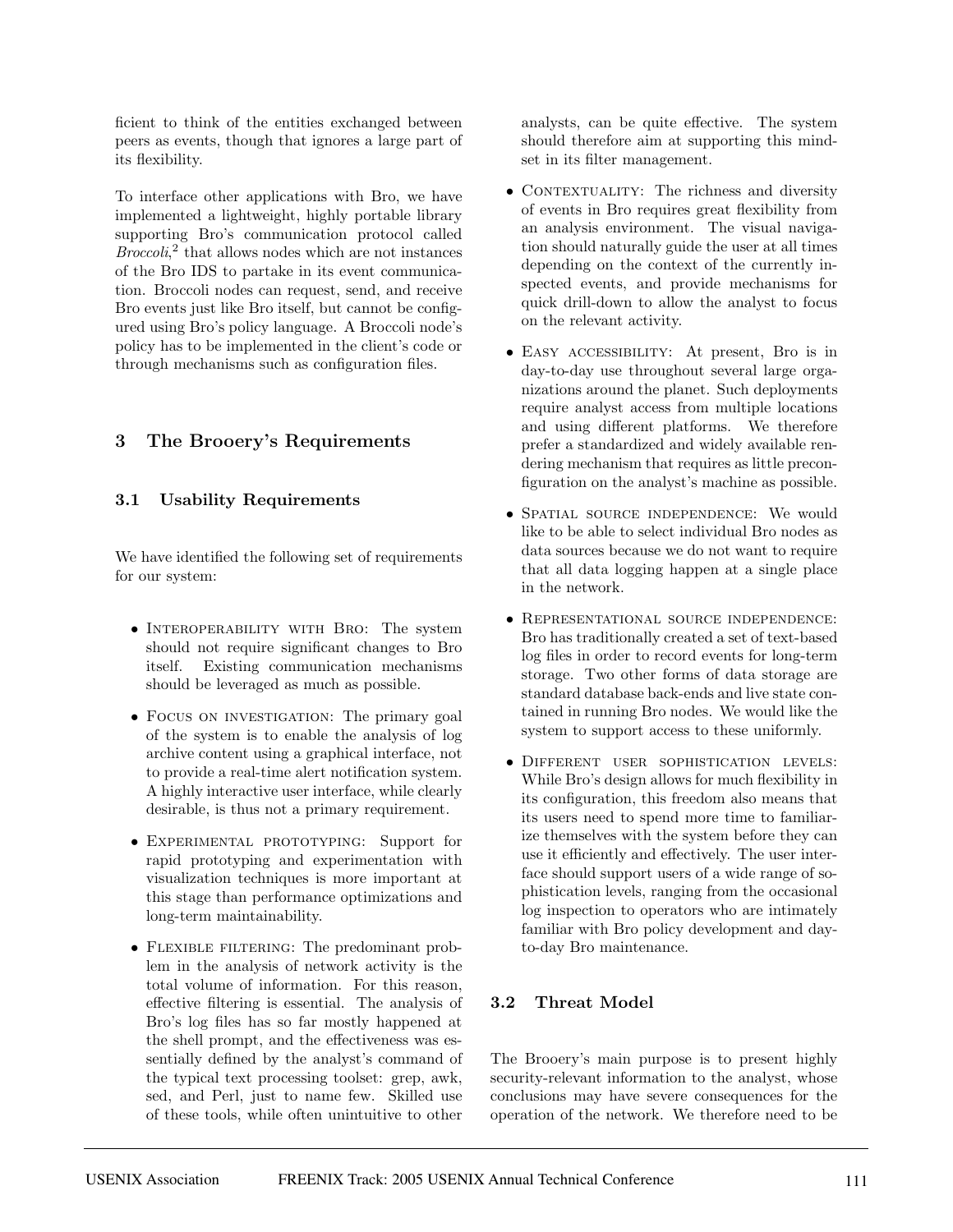ficient to think of the entities exchanged between peers as events, though that ignores a large part of its flexibility.

To interface other applications with Bro, we have implemented a lightweight, highly portable library supporting Bro's communication protocol called *Broccoli*,[2] that allows nodes which are not instances of the Bro IDS to partake in its event communication. Broccoli nodes can request, send, and receive Bro events just like Bro itself, but cannot be configured using Bro's policy language. A Broccoli node's policy has to be implemented in the client's code or through mechanisms such as configuration files.

## 3 The Brooery's Requirements

### 3.1 Usability Requirements

We have identified the following set of requirements for our system:

- Interoperability with Bro: The system should not require significant changes to Bro itself. Existing communication mechanisms should be leveraged as much as possible.
- Focus on investigation: The primary goal of the system is to enable the analysis of log archive content using a graphical interface, not to provide a real-time alert notification system. A highly interactive user interface, while clearly desirable, is thus not a primary requirement.
- Experimental prototyping: Support for rapid prototyping and experimentation with visualization techniques is more important at this stage than performance optimizations and long-term maintainability.
- Flexible filtering: The predominant problem in the analysis of network activity is the total volume of information. For this reason, effective filtering is essential. The analysis of Bro's log files has so far mostly happened at the shell prompt, and the effectiveness was essentially defined by the analyst's command of the typical text processing toolset: grep, awk, sed, and Perl, just to name few. Skilled use of these tools, while often unintuitive to other analysts, can be quite effective. The system should therefore aim at supporting this mindset in its filter management.
- Contextuality: The richness and diversity of events in Bro requires great flexibility from an analysis environment. The visual navigation should naturally guide the user at all times depending on the context of the currently inspected events, and provide mechanisms for quick drill-down to allow the analyst to focus on the relevant activity.
- Easy accessibility: At present, Bro is in day-to-day use throughout several large organizations around the planet. Such deployments require analyst access from multiple locations and using different platforms. We therefore prefer a standardized and widely available rendering mechanism that requires as little preconfiguration on the analyst's machine as possible.
- Spatial source independence: We would like to be able to select individual Bro nodes as data sources because we do not want to require that all data logging happen at a single place in the network.
- Representational source independence: Bro has traditionally created a set of text-based log files in order to record events for long-term storage. Two other forms of data storage are standard database back-ends and live state contained in running Bro nodes. We would like the system to support access to these uniformly.
- Different user sophistication levels: While Bro's design allows for much flexibility in its configuration, this freedom also means that its users need to spend more time to familiarize themselves with the system before they can use it efficiently and effectively. The user interface should support users of a wide range of sophistication levels, ranging from the occasional log inspection to operators who are intimately familiar with Bro policy development and day-to-day Bro maintenance.

### 3.2 Threat Model

The Brooery's main purpose is to present highly security-relevant information to the analyst, whose conclusions may have severe consequences for the operation of the network. We therefore need to be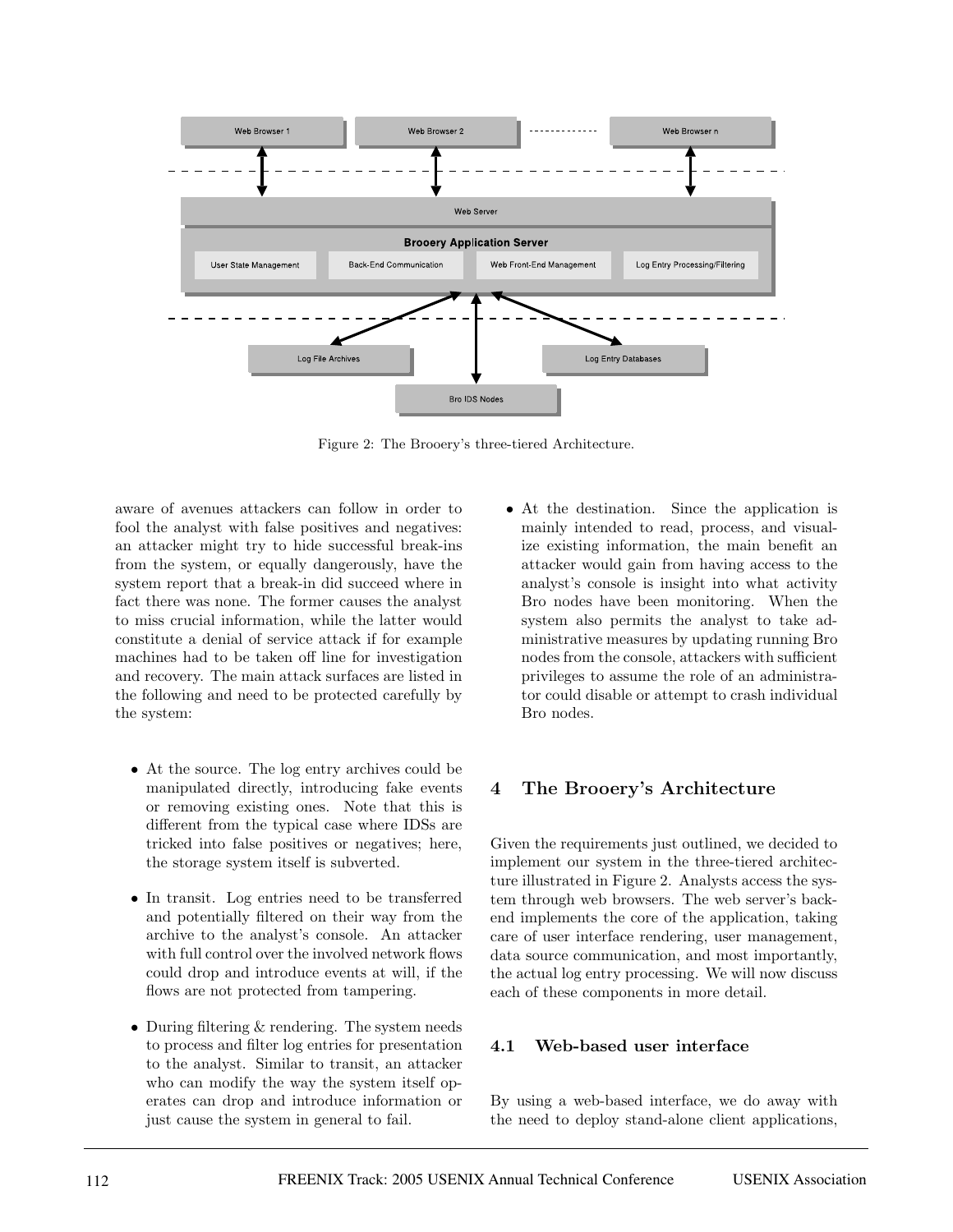Figure 2: The Brooery's three-tiered Architecture.

aware of avenues attackers can follow in order to fool the analyst with false positives and negatives: an attacker might try to hide successful break-ins from the system, or equally dangerously, have the system report that a break-in did succeed where in fact there was none. The former causes the analyst to miss crucial information, while the latter would constitute a denial of service attack if for example machines had to be taken off line for investigation and recovery. The main attack surfaces are listed in the following and need to be protected carefully by the system:

- At the source. The log entry archives could be manipulated directly, introducing fake events or removing existing ones. Note that this is different from the typical case where IDSs are tricked into false positives or negatives; here, the storage system itself is subverted.
- In transit. Log entries need to be transferred and potentially filtered on their way from the archive to the analyst's console. An attacker with full control over the involved network flows could drop and introduce events at will, if the flows are not protected from tampering.
- During filtering & rendering. The system needs to process and filter log entries for presentation to the analyst. Similar to transit, an attacker who can modify the way the system itself operates can drop and introduce information or just cause the system in general to fail.
- At the destination. Since the application is mainly intended to read, process, and visualize existing information, the main benefit an attacker would gain from having access to the analyst's console is insight into what activity Bro nodes have been monitoring. When the system also permits the analyst to take administrative measures by updating running Bro nodes from the console, attackers with sufficient privileges to assume the role of an administrator could disable or attempt to crash individual Bro nodes.

## 4 The Brooery's Architecture

Given the requirements just outlined, we decided to implement our system in the three-tiered architecture illustrated in Figure 2. Analysts access the system through web browsers. The web server's back-end implements the core of the application, taking care of user interface rendering, user management, data source communication, and most importantly, the actual log entry processing. We will now discuss each of these components in more detail.

### 4.1 Web-based user interface

By using a web-based interface, we do away with the need to deploy stand-alone client applications,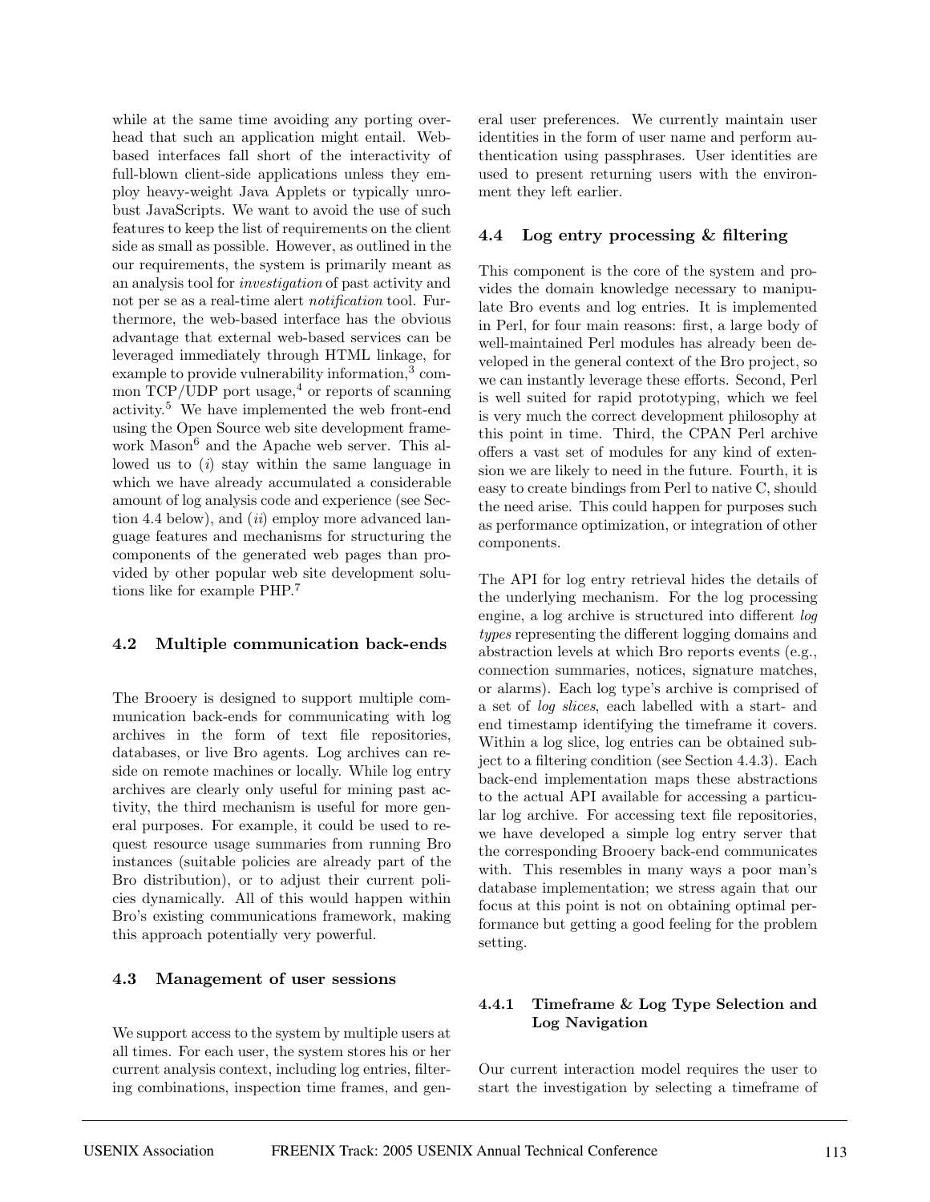while at the same time avoiding any porting overhead that such an application might entail. Web-based interfaces fall short of the interactivity of full-blown client-side applications unless they employ heavy-weight Java Applets or typically unrobust JavaScripts. We want to avoid the use of such features to keep the list of requirements on the client side as small as possible. However, as outlined in the our requirements, the system is primarily meant as an analysis tool for *investigation* of past activity and not per se as a real-time alert *notification* tool. Furthermore, the web-based interface has the obvious advantage that external web-based services can be leveraged immediately through HTML linkage, for example to provide vulnerability information,[3] common TCP/UDP port usage,[4] or reports of scanning activity.[5] We have implemented the web front-end using the Open Source web site development framework Mason[6] and the Apache web server. This allowed us to (*i*) stay within the same language in which we have already accumulated a considerable amount of log analysis code and experience (see Section 4.4 below), and (*ii*) employ more advanced language features and mechanisms for structuring the components of the generated web pages than provided by other popular web site development solutions like for example PHP.[7]

### 4.2 Multiple communication back-ends

The Brooery is designed to support multiple communication back-ends for communicating with log archives in the form of text file repositories, databases, or live Bro agents. Log archives can reside on remote machines or locally. While log entry archives are clearly only useful for mining past activity, the third mechanism is useful for more general purposes. For example, it could be used to request resource usage summaries from running Bro instances (suitable policies are already part of the Bro distribution), or to adjust their current policies dynamically. All of this would happen within Bro's existing communications framework, making this approach potentially very powerful.

### 4.3 Management of user sessions

We support access to the system by multiple users at all times. For each user, the system stores his or her current analysis context, including log entries, filtering combinations, inspection time frames, and general user preferences. We currently maintain user identities in the form of user name and perform authentication using passphrases. User identities are used to present returning users with the environment they left earlier.

### 4.4 Log entry processing & filtering

This component is the core of the system and provides the domain knowledge necessary to manipulate Bro events and log entries. It is implemented in Perl, for four main reasons: first, a large body of well-maintained Perl modules has already been developed in the general context of the Bro project, so we can instantly leverage these efforts. Second, Perl is well suited for rapid prototyping, which we feel is very much the correct development philosophy at this point in time. Third, the CPAN Perl archive offers a vast set of modules for any kind of extension we are likely to need in the future. Fourth, it is easy to create bindings from Perl to native C, should the need arise. This could happen for purposes such as performance optimization, or integration of other components.

The API for log entry retrieval hides the details of the underlying mechanism. For the log processing engine, a log archive is structured into different *log types* representing the different logging domains and abstraction levels at which Bro reports events (e.g., connection summaries, notices, signature matches, or alarms). Each log type's archive is comprised of a set of *log slices*, each labelled with a start- and end timestamp identifying the timeframe it covers. Within a log slice, log entries can be obtained subject to a filtering condition (see Section 4.4.3). Each back-end implementation maps these abstractions to the actual API available for accessing a particular log archive. For accessing text file repositories, we have developed a simple log entry server that the corresponding Brooery back-end communicates with. This resembles in many ways a poor man's database implementation; we stress again that our focus at this point is not on obtaining optimal performance but getting a good feeling for the problem setting.

#### 4.4.1 Timeframe & Log Type Selection and Log Navigation

Our current interaction model requires the user to start the investigation by selecting a timeframe of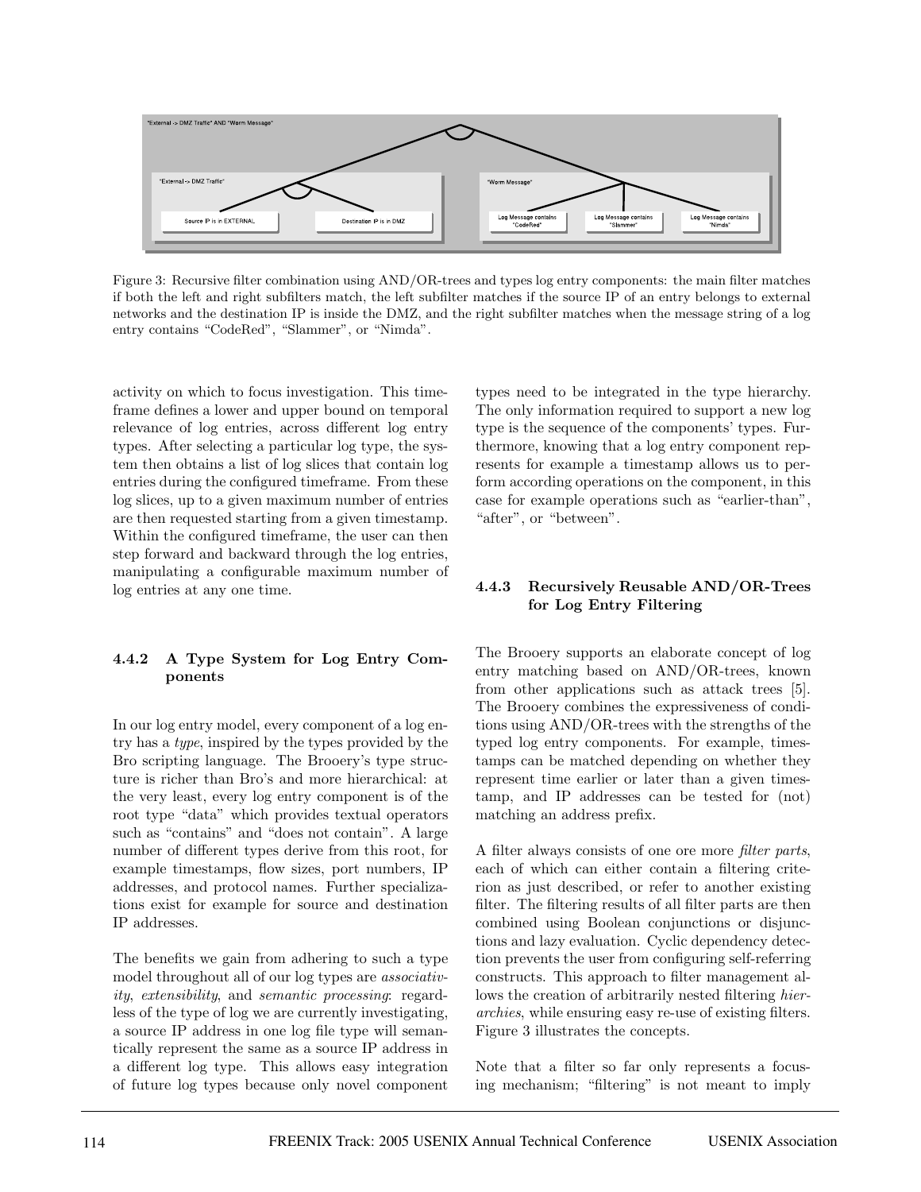Figure 3: Recursive filter combination using AND/OR-trees and types log entry components: the main filter matches if both the left and right subfilters match, the left subfilter matches if the source IP of an entry belongs to external networks and the destination IP is inside the DMZ, and the right subfilter matches when the message string of a log entry contains "CodeRed", "Slammer", or "Nimda".

activity on which to focus investigation. This timeframe defines a lower and upper bound on temporal relevance of log entries, across different log entry types. After selecting a particular log type, the system then obtains a list of log slices that contain log entries during the configured timeframe. From these log slices, up to a given maximum number of entries are then requested starting from a given timestamp. Within the configured timeframe, the user can then step forward and backward through the log entries, manipulating a configurable maximum number of log entries at any one time.

#### 4.4.2 A Type System for Log Entry Components

In our log entry model, every component of a log entry has a *type*, inspired by the types provided by the Bro scripting language. The Brooery's type structure is richer than Bro's and more hierarchical: at the very least, every log entry component is of the root type "data" which provides textual operators such as "contains" and "does not contain". A large number of different types derive from this root, for example timestamps, flow sizes, port numbers, IP addresses, and protocol names. Further specializations exist for example for source and destination IP addresses.

The benefits we gain from adhering to such a type model throughout all of our log types are *associativity*, *extensibility*, and *semantic processing*: regardless of the type of log we are currently investigating, a source IP address in one log file type will semantically represent the same as a source IP address in a different log type. This allows easy integration of future log types because only novel component types need to be integrated in the type hierarchy. The only information required to support a new log type is the sequence of the components' types. Furthermore, knowing that a log entry component represents for example a timestamp allows us to perform according operations on the component, in this case for example operations such as "earlier-than", "after", or "between".

#### 4.4.3 Recursively Reusable AND/OR-Trees for Log Entry Filtering

The Brooery supports an elaborate concept of log entry matching based on AND/OR-trees, known from other applications such as attack trees [5]. The Brooery combines the expressiveness of conditions using AND/OR-trees with the strengths of the typed log entry components. For example, timestamps can be matched depending on whether they represent time earlier or later than a given timestamp, and IP addresses can be tested for (not) matching an address prefix.

A filter always consists of one ore more *filter parts*, each of which can either contain a filtering criterion as just described, or refer to another existing filter. The filtering results of all filter parts are then combined using Boolean conjunctions or disjunctions and lazy evaluation. Cyclic dependency detection prevents the user from configuring self-referring constructs. This approach to filter management allows the creation of arbitrarily nested filtering *hierarchies*, while ensuring easy re-use of existing filters. Figure 3 illustrates the concepts.

Note that a filter so far only represents a focusing mechanism; "filtering" is not meant to imply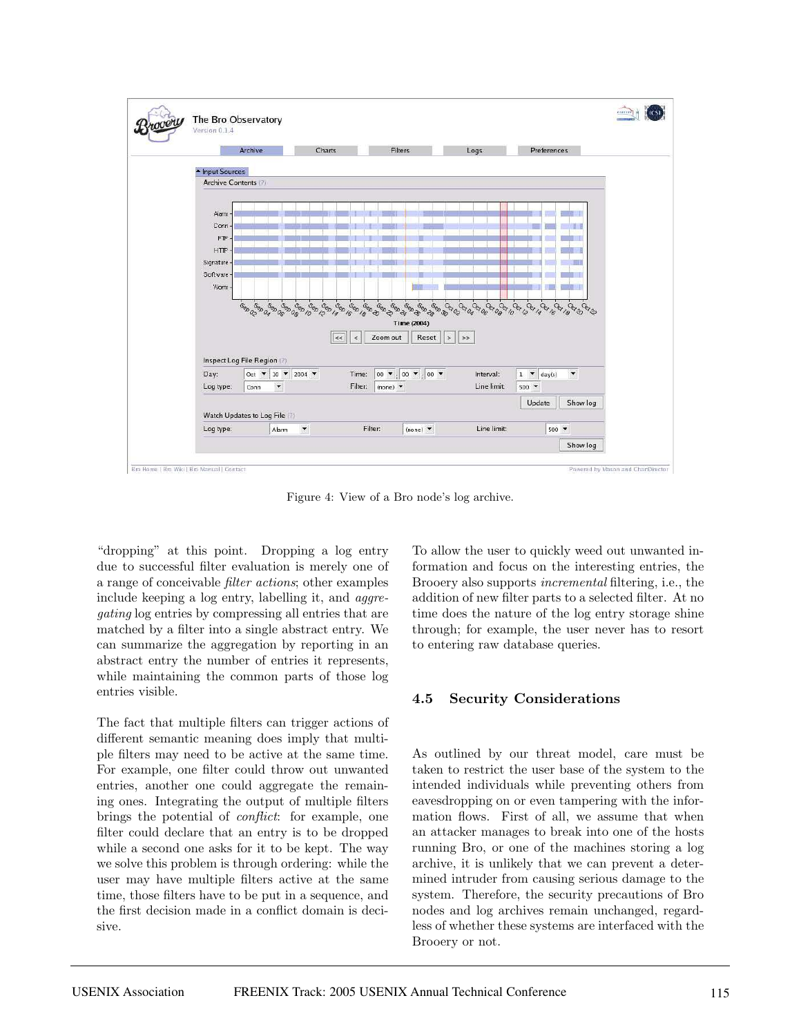Figure 4: View of a Bro node's log archive.

"dropping" at this point. Dropping a log entry due to successful filter evaluation is merely one of a range of conceivable *filter actions*; other examples include keeping a log entry, labelling it, and *aggregating* log entries by compressing all entries that are matched by a filter into a single abstract entry. We can summarize the aggregation by reporting in an abstract entry the number of entries it represents, while maintaining the common parts of those log entries visible.

The fact that multiple filters can trigger actions of different semantic meaning does imply that multiple filters may need to be active at the same time. For example, one filter could throw out unwanted entries, another one could aggregate the remaining ones. Integrating the output of multiple filters brings the potential of *conflict*: for example, one filter could declare that an entry is to be dropped while a second one asks for it to be kept. The way we solve this problem is through ordering: while the user may have multiple filters active at the same time, those filters have to be put in a sequence, and the first decision made in a conflict domain is decisive.

To allow the user to quickly weed out unwanted information and focus on the interesting entries, the Brooery also supports *incremental* filtering, i.e., the addition of new filter parts to a selected filter. At no time does the nature of the log entry storage shine through; for example, the user never has to resort to entering raw database queries.

### 4.5 Security Considerations

As outlined by our threat model, care must be taken to restrict the user base of the system to the intended individuals while preventing others from eavesdropping on or even tampering with the information flows. First of all, we assume that when an attacker manages to break into one of the hosts running Bro, or one of the machines storing a log archive, it is unlikely that we can prevent a determined intruder from causing serious damage to the system. Therefore, the security precautions of Bro nodes and log archives remain unchanged, regardless of whether these systems are interfaced with the Brooery or not.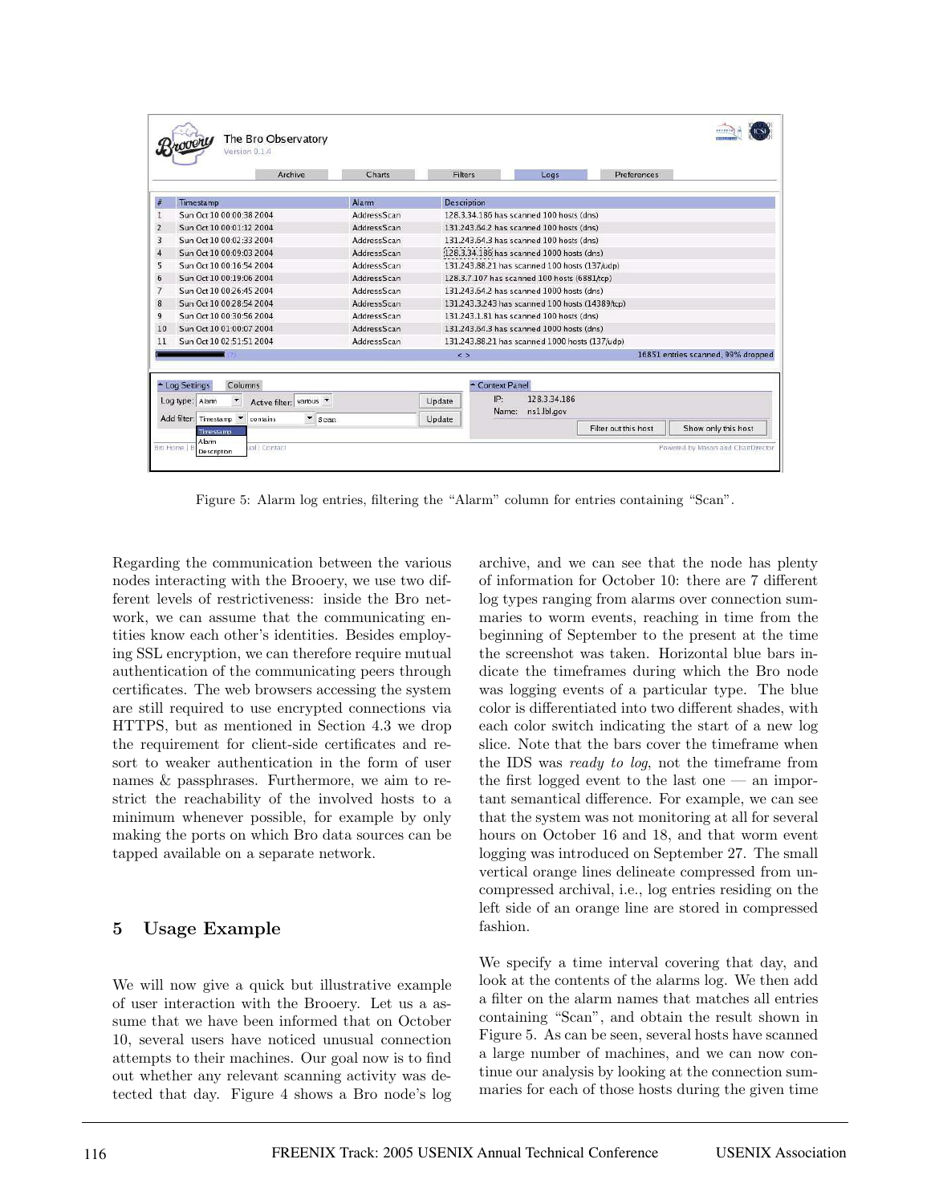Figure 5: Alarm log entries, filtering the "Alarm" column for entries containing "Scan".

Regarding the communication between the various nodes interacting with the Brooery, we use two different levels of restrictiveness: inside the Bro network, we can assume that the communicating entities know each other's identities. Besides employing SSL encryption, we can therefore require mutual authentication of the communicating peers through certificates. The web browsers accessing the system are still required to use encrypted connections via HTTPS, but as mentioned in Section 4.3 we drop the requirement for client-side certificates and resort to weaker authentication in the form of user names & passphrases. Furthermore, we aim to restrict the reachability of the involved hosts to a minimum whenever possible, for example by only making the ports on which Bro data sources can be tapped available on a separate network.

## 5 Usage Example

We will now give a quick but illustrative example of user interaction with the Brooery. Let us assume that we have been informed that on October 10, several users have noticed unusual connection attempts to their machines. Our goal now is to find out whether any relevant scanning activity was detected that day. Figure 4 shows a Bro node's log archive, and we can see that the node has plenty of information for October 10: there are 7 different log types ranging from alarms over connection summaries to worm events, reaching in time from the beginning of September to the present at the time the screenshot was taken. Horizontal blue bars indicate the timeframes during which the Bro node was logging events of a particular type. The blue color is differentiated into two different shades, with each color switch indicating the start of a new log slice. Note that the bars cover the timeframe when the IDS was *ready to log*, not the timeframe from the first logged event to the last one — an important semantical difference. For example, we can see that the system was not monitoring at all for several hours on October 16 and 18, and that worm event logging was introduced on September 27. The small vertical orange lines delineate compressed from uncompressed archival, i.e., log entries residing on the left side of an orange line are stored in compressed fashion.

We specify a time interval covering that day, and look at the contents of the alarms log. We then add a filter on the alarm names that matches all entries containing "Scan", and obtain the result shown in Figure 5. As can be seen, several hosts have scanned a large number of machines, and we can now continue our analysis by looking at the connection summaries for each of those hosts during the given time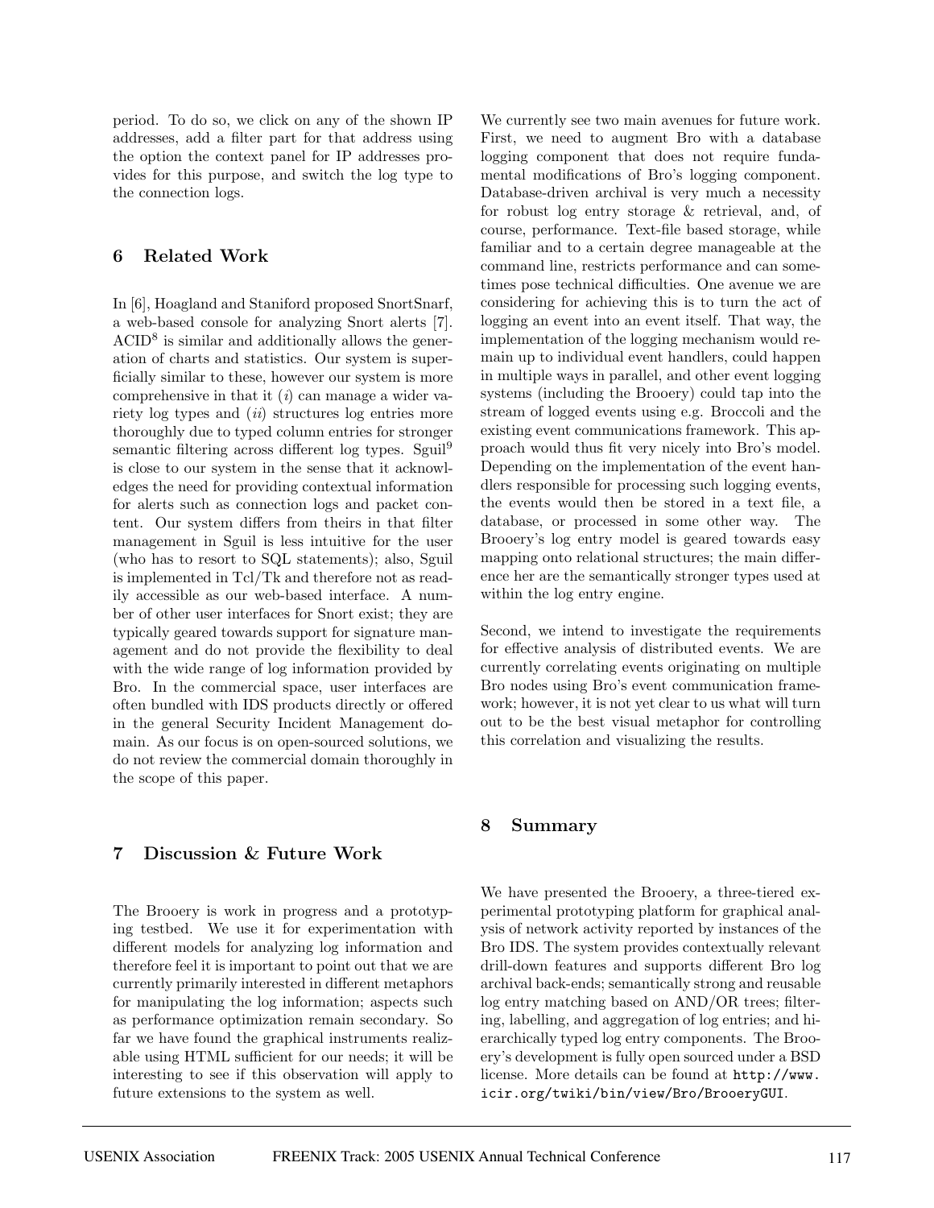period. To do so, we click on any of the shown IP addresses, add a filter part for that address using the option the context panel for IP addresses provides for this purpose, and switch the log type to the connection logs.

## 6 Related Work

In [6], Hoagland and Staniford proposed SnortSnarf, a web-based console for analyzing Snort alerts [7]. ACID[8] is similar and additionally allows the generation of charts and statistics. Our system is superficially similar to these, however our system is more comprehensive in that it (*i*) can manage a wider variety log types and (*ii*) structures log entries more thoroughly due to typed column entries for stronger semantic filtering across different log types. Sguil[9] is close to our system in the sense that it acknowledges the need for providing contextual information for alerts such as connection logs and packet content. Our system differs from theirs in that filter management in Sguil is less intuitive for the user (who has to resort to SQL statements); also, Sguil is implemented in Tcl/Tk and therefore not as readily accessible as our web-based interface. A number of other user interfaces for Snort exist; they are typically geared towards support for signature management and do not provide the flexibility to deal with the wide range of log information provided by Bro. In the commercial space, user interfaces are often bundled with IDS products directly or offered in the general Security Incident Management domain. As our focus is on open-sourced solutions, we do not review the commercial domain thoroughly in the scope of this paper.

## 7 Discussion & Future Work

The Brooery is work in progress and a prototyping testbed. We use it for experimentation with different models for analyzing log information and therefore feel it is important to point out that we are currently primarily interested in different metaphors for manipulating the log information; aspects such as performance optimization remain secondary. So far we have found the graphical instruments realizable using HTML sufficient for our needs; it will be interesting to see if this observation will apply to future extensions to the system as well.

We currently see two main avenues for future work. First, we need to augment Bro with a database logging component that does not require fundamental modifications of Bro's logging component. Database-driven archival is very much a necessity for robust log entry storage & retrieval, and, of course, performance. Text-file based storage, while familiar and to a certain degree manageable at the command line, restricts performance and can sometimes pose technical difficulties. One avenue we are considering for achieving this is to turn the act of logging an event into an event itself. That way, the implementation of the logging mechanism would remain up to individual event handlers, could happen in multiple ways in parallel, and other event logging systems (including the Brooery) could tap into the stream of logged events using e.g. Broccoli and the existing event communications framework. This approach would thus fit very nicely into Bro's model. Depending on the implementation of the event handlers responsible for processing such logging events, the events would then be stored in a text file, a database, or processed in some other way. The Brooery's log entry model is geared towards easy mapping onto relational structures; the main difference her are the semantically stronger types used at within the log entry engine.

Second, we intend to investigate the requirements for effective analysis of distributed events. We are currently correlating events originating on multiple Bro nodes using Bro's event communication framework; however, it is not yet clear to us what will turn out to be the best visual metaphor for controlling this correlation and visualizing the results.

## 8 Summary

We have presented the Brooery, a three-tiered experimental prototyping platform for graphical analysis of network activity reported by instances of the Bro IDS. The system provides contextually relevant drill-down features and supports different Bro log archival back-ends; semantically strong and reusable log entry matching based on AND/OR trees; filtering, labelling, and aggregation of log entries; and hierarchically typed log entry components. The Brooery's development is fully open sourced under a BSD license. More details can be found at `http://www.icir.org/twiki/bin/view/Bro/BrooeryGUI`.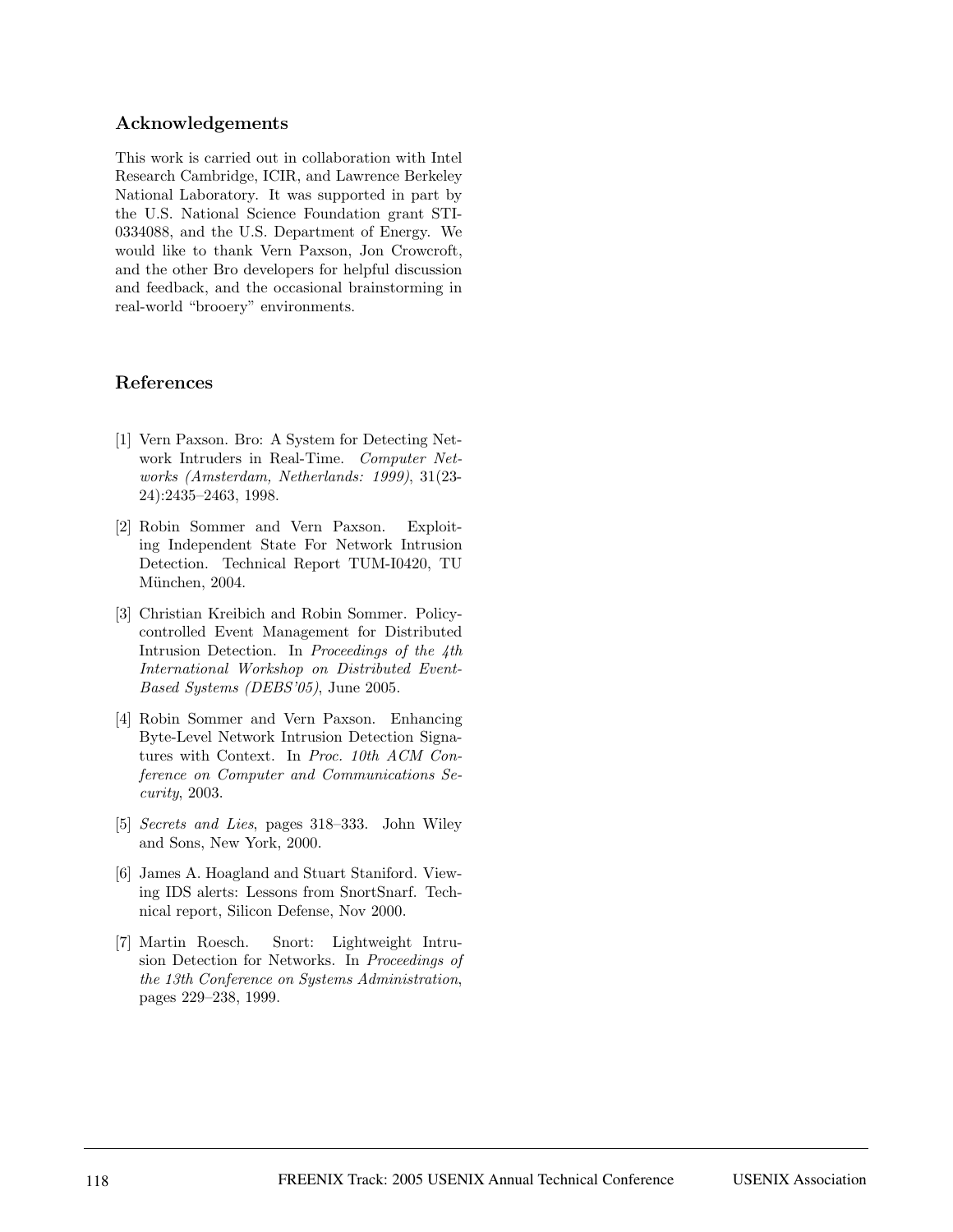## Acknowledgements

This work is carried out in collaboration with Intel Research Cambridge, ICIR, and Lawrence Berkeley National Laboratory. It was supported in part by the U.S. National Science Foundation grant STI-0334088, and the U.S. Department of Energy. We would like to thank Vern Paxson, Jon Crowcroft, and the other Bro developers for helpful discussion and feedback, and the occasional brainstorming in real-world "brooery" environments.

## References

[1] Vern Paxson. Bro: A System for Detecting Network Intruders in Real-Time. *Computer Networks (Amsterdam, Netherlands: 1999)*, 31(23-24):2435–2463, 1998.

[2] Robin Sommer and Vern Paxson. Exploiting Independent State For Network Intrusion Detection. Technical Report TUM-I0420, TU München, 2004.

[3] Christian Kreibich and Robin Sommer. Policy-controlled Event Management for Distributed Intrusion Detection. In *Proceedings of the 4th International Workshop on Distributed Event-Based Systems (DEBS'05)*, June 2005.

[4] Robin Sommer and Vern Paxson. Enhancing Byte-Level Network Intrusion Detection Signatures with Context. In *Proc. 10th ACM Conference on Computer and Communications Security*, 2003.

[5] *Secrets and Lies*, pages 318–333. John Wiley and Sons, New York, 2000.

[6] James A. Hoagland and Stuart Staniford. Viewing IDS alerts: Lessons from SnortSnarf. Technical report, Silicon Defense, Nov 2000.

[7] Martin Roesch. Snort: Lightweight Intrusion Detection for Networks. In *Proceedings of the 13th Conference on Systems Administration*, pages 229–238, 1999.